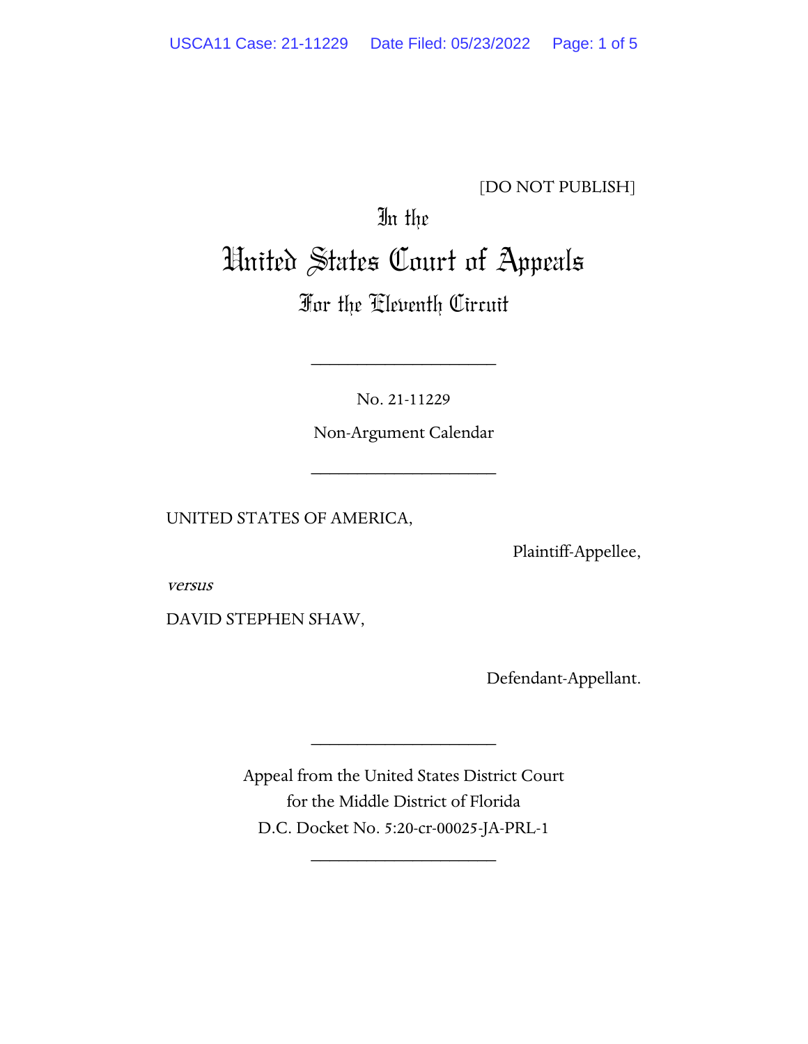[DO NOT PUBLISH]

In the

# United States Court of Appeals

## For the Eleventh Circuit

____________________

No. 21-11229

Non-Argument Calendar

____________________

UNITED STATES OF AMERICA,

Plaintiff-Appellee,

*versus*

DAVID STEPHEN SHAW,

Defendant-Appellant.

____________________

Appeal from the United States District Court
for the Middle District of Florida
D.C. Docket No. 5:20-cr-00025-JA-PRL-1

____________________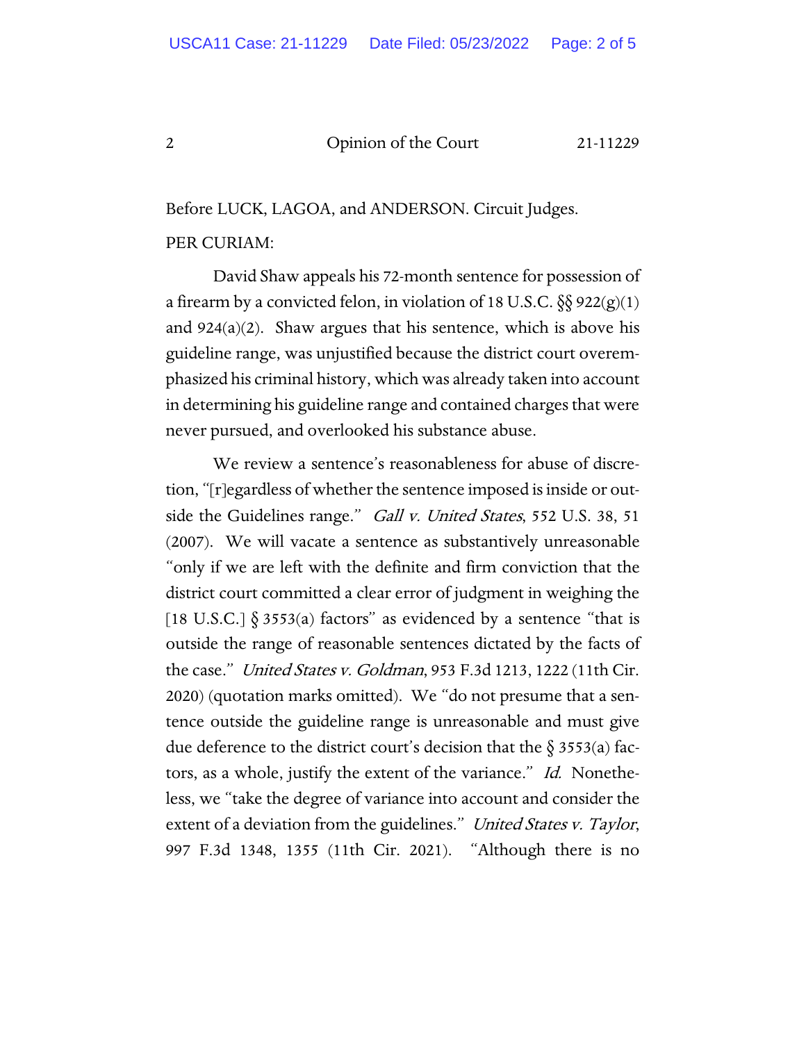Before LUCK, LAGOA, and ANDERSON. Circuit Judges.

PER CURIAM:

David Shaw appeals his 72-month sentence for possession of a firearm by a convicted felon, in violation of 18 U.S.C. §§ 922(g)(1) and 924(a)(2). Shaw argues that his sentence, which is above his guideline range, was unjustified because the district court overemphasized his criminal history, which was already taken into account in determining his guideline range and contained charges that were never pursued, and overlooked his substance abuse.

We review a sentence's reasonableness for abuse of discretion, "[r]egardless of whether the sentence imposed is inside or outside the Guidelines range." *Gall v. United States*, 552 U.S. 38, 51 (2007). We will vacate a sentence as substantively unreasonable "only if we are left with the definite and firm conviction that the district court committed a clear error of judgment in weighing the [18 U.S.C.] § 3553(a) factors" as evidenced by a sentence "that is outside the range of reasonable sentences dictated by the facts of the case." *United States v. Goldman*, 953 F.3d 1213, 1222 (11th Cir. 2020) (quotation marks omitted). We "do not presume that a sentence outside the guideline range is unreasonable and must give due deference to the district court's decision that the § 3553(a) factors, as a whole, justify the extent of the variance." *Id.* Nonetheless, we "take the degree of variance into account and consider the extent of a deviation from the guidelines." *United States v. Taylor*, 997 F.3d 1348, 1355 (11th Cir. 2021). "Although there is no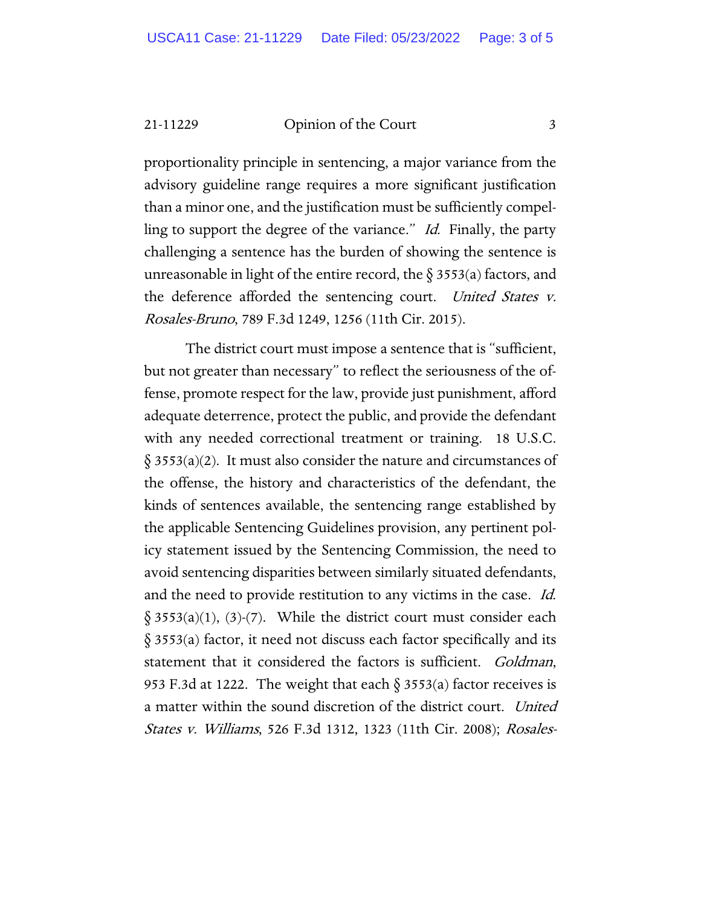proportionality principle in sentencing, a major variance from the advisory guideline range requires a more significant justification than a minor one, and the justification must be sufficiently compelling to support the degree of the variance." *Id.* Finally, the party challenging a sentence has the burden of showing the sentence is unreasonable in light of the entire record, the § 3553(a) factors, and the deference afforded the sentencing court. *United States v. Rosales-Bruno*, 789 F.3d 1249, 1256 (11th Cir. 2015).

The district court must impose a sentence that is "sufficient, but not greater than necessary" to reflect the seriousness of the offense, promote respect for the law, provide just punishment, afford adequate deterrence, protect the public, and provide the defendant with any needed correctional treatment or training. 18 U.S.C. § 3553(a)(2). It must also consider the nature and circumstances of the offense, the history and characteristics of the defendant, the kinds of sentences available, the sentencing range established by the applicable Sentencing Guidelines provision, any pertinent policy statement issued by the Sentencing Commission, the need to avoid sentencing disparities between similarly situated defendants, and the need to provide restitution to any victims in the case. *Id.* § 3553(a)(1), (3)-(7). While the district court must consider each § 3553(a) factor, it need not discuss each factor specifically and its statement that it considered the factors is sufficient. *Goldman*, 953 F.3d at 1222. The weight that each § 3553(a) factor receives is a matter within the sound discretion of the district court. *United States v. Williams*, 526 F.3d 1312, 1323 (11th Cir. 2008); *Rosales-*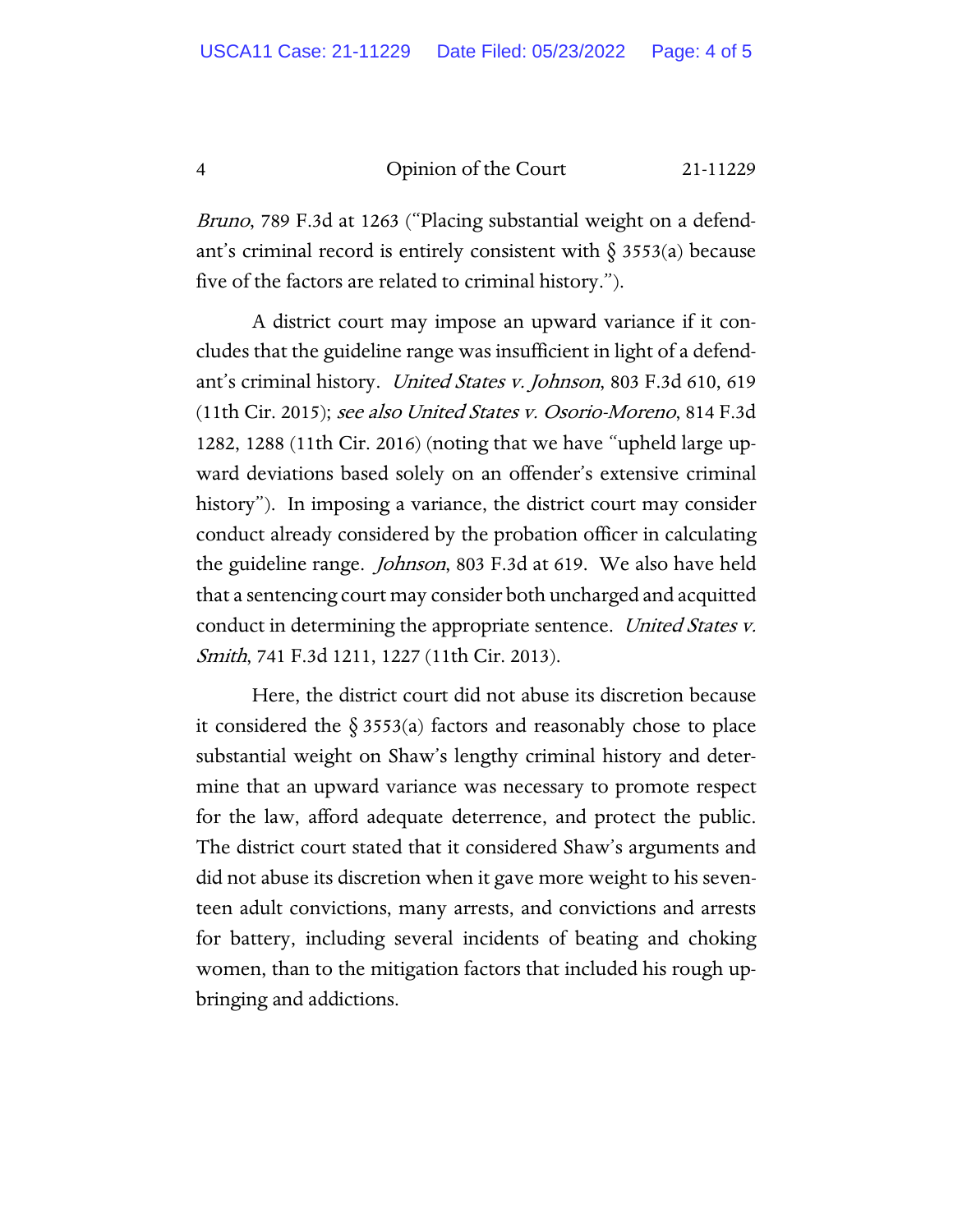*Bruno*, 789 F.3d at 1263 ("Placing substantial weight on a defendant's criminal record is entirely consistent with § 3553(a) because five of the factors are related to criminal history.").

A district court may impose an upward variance if it concludes that the guideline range was insufficient in light of a defendant's criminal history. *United States v. Johnson*, 803 F.3d 610, 619 (11th Cir. 2015); *see also United States v. Osorio-Moreno*, 814 F.3d 1282, 1288 (11th Cir. 2016) (noting that we have "upheld large upward deviations based solely on an offender's extensive criminal history"). In imposing a variance, the district court may consider conduct already considered by the probation officer in calculating the guideline range. *Johnson*, 803 F.3d at 619. We also have held that a sentencing court may consider both uncharged and acquitted conduct in determining the appropriate sentence. *United States v. Smith*, 741 F.3d 1211, 1227 (11th Cir. 2013).

Here, the district court did not abuse its discretion because it considered the § 3553(a) factors and reasonably chose to place substantial weight on Shaw's lengthy criminal history and determine that an upward variance was necessary to promote respect for the law, afford adequate deterrence, and protect the public. The district court stated that it considered Shaw's arguments and did not abuse its discretion when it gave more weight to his seventeen adult convictions, many arrests, and convictions and arrests for battery, including several incidents of beating and choking women, than to the mitigation factors that included his rough upbringing and addictions.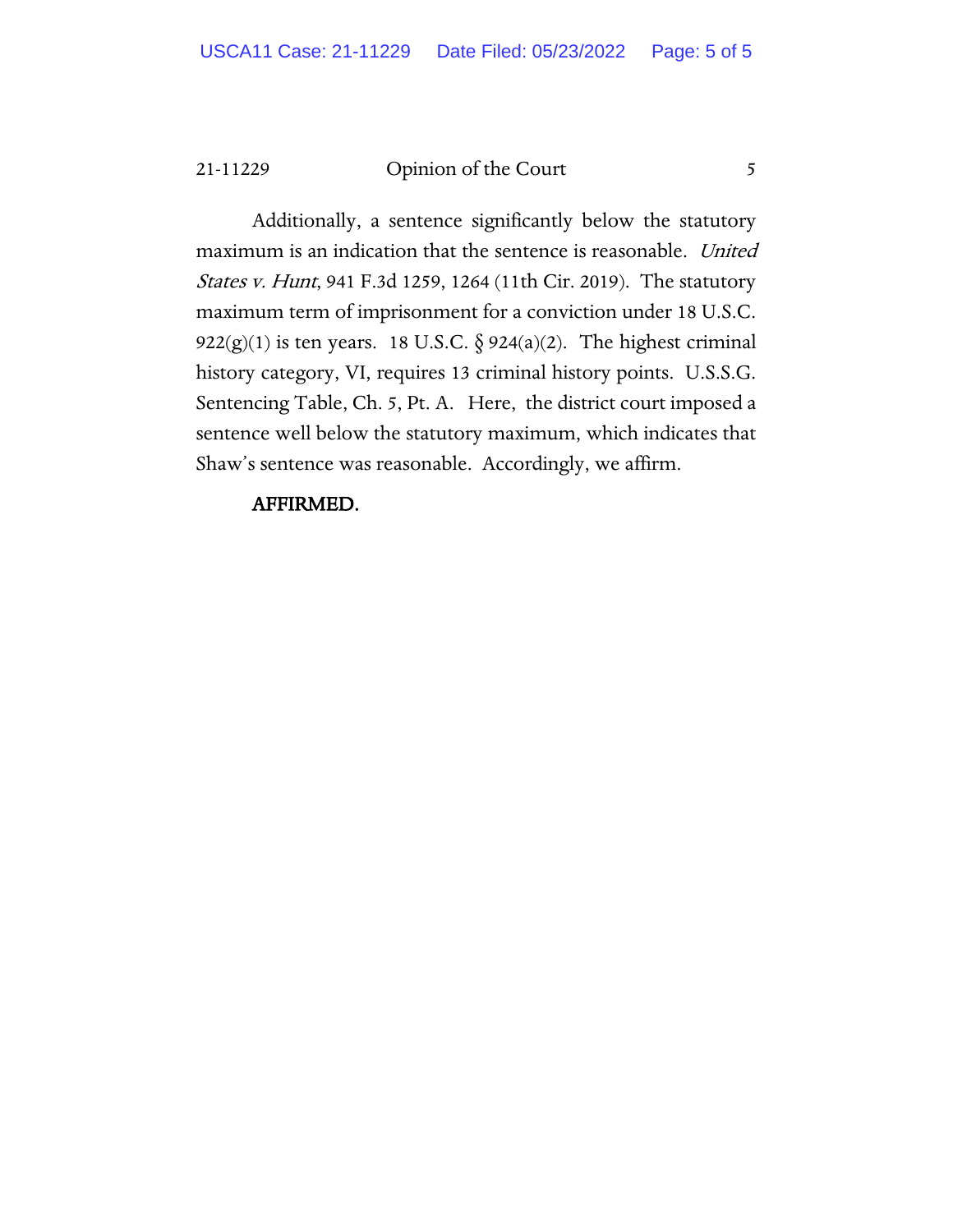Additionally, a sentence significantly below the statutory maximum is an indication that the sentence is reasonable. *United States v. Hunt*, 941 F.3d 1259, 1264 (11th Cir. 2019). The statutory maximum term of imprisonment for a conviction under 18 U.S.C. 922(g)(1) is ten years. 18 U.S.C. § 924(a)(2). The highest criminal history category, VI, requires 13 criminal history points. U.S.S.G. Sentencing Table, Ch. 5, Pt. A. Here, the district court imposed a sentence well below the statutory maximum, which indicates that Shaw's sentence was reasonable. Accordingly, we affirm.

**AFFIRMED.**